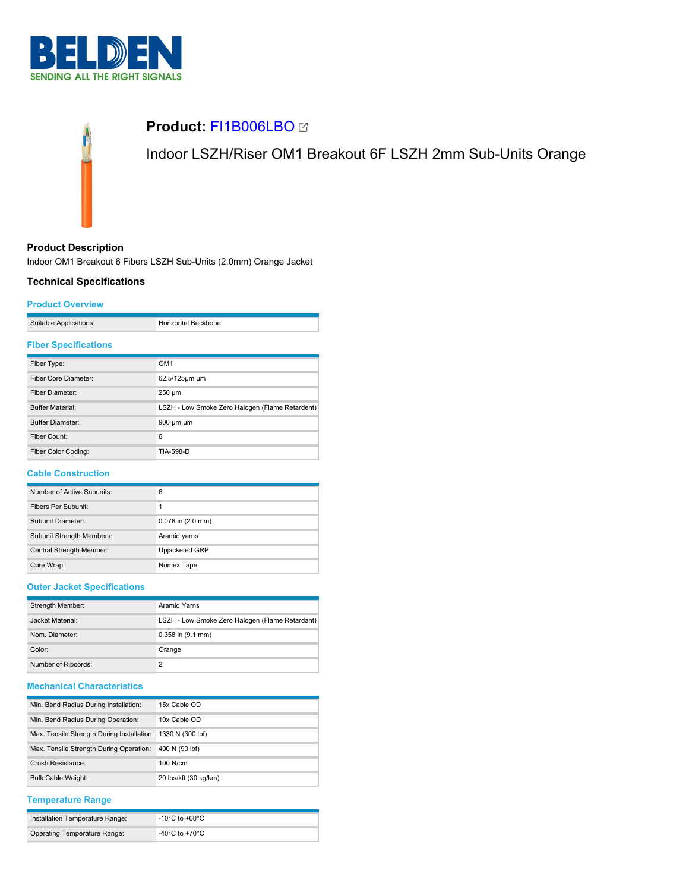# Product: FI1B006LBO

Indoor LSZH/Riser OM1 Breakout 6F LSZH 2mm Sub-Units Orange

## Product Description

Indoor OM1 Breakout 6 Fibers LSZH Sub-Units (2.0mm) Orange Jacket

## Technical Specifications

### Product Overview

| | |
|---|---|
| Suitable Applications: | Horizontal Backbone |

### Fiber Specifications

| | |
|---|---|
| Fiber Type: | OM1 |
| Fiber Core Diameter: | 62.5/125µm µm |
| Fiber Diameter: | 250 µm |
| Buffer Material: | LSZH - Low Smoke Zero Halogen (Flame Retardant) |
| Buffer Diameter: | 900 µm µm |
| Fiber Count: | 6 |
| Fiber Color Coding: | TIA-598-D |

### Cable Construction

| | |
|---|---|
| Number of Active Subunits: | 6 |
| Fibers Per Subunit: | 1 |
| Subunit Diameter: | 0.078 in (2.0 mm) |
| Subunit Strength Members: | Aramid yarns |
| Central Strength Member: | Upjacketed GRP |
| Core Wrap: | Nomex Tape |

### Outer Jacket Specifications

| | |
|---|---|
| Strength Member: | Aramid Yarns |
| Jacket Material: | LSZH - Low Smoke Zero Halogen (Flame Retardant) |
| Nom. Diameter: | 0.358 in (9.1 mm) |
| Color: | Orange |
| Number of Ripcords: | 2 |

### Mechanical Characteristics

| | |
|---|---|
| Min. Bend Radius During Installation: | 15x Cable OD |
| Min. Bend Radius During Operation: | 10x Cable OD |
| Max. Tensile Strength During Installation: | 1330 N (300 lbf) |
| Max. Tensile Strength During Operation: | 400 N (90 lbf) |
| Crush Resistance: | 100 N/cm |
| Bulk Cable Weight: | 20 lbs/kft (30 kg/km) |

### Temperature Range

| | |
|---|---|
| Installation Temperature Range: | -10°C to +60°C |
| Operating Temperature Range: | -40°C to +70°C |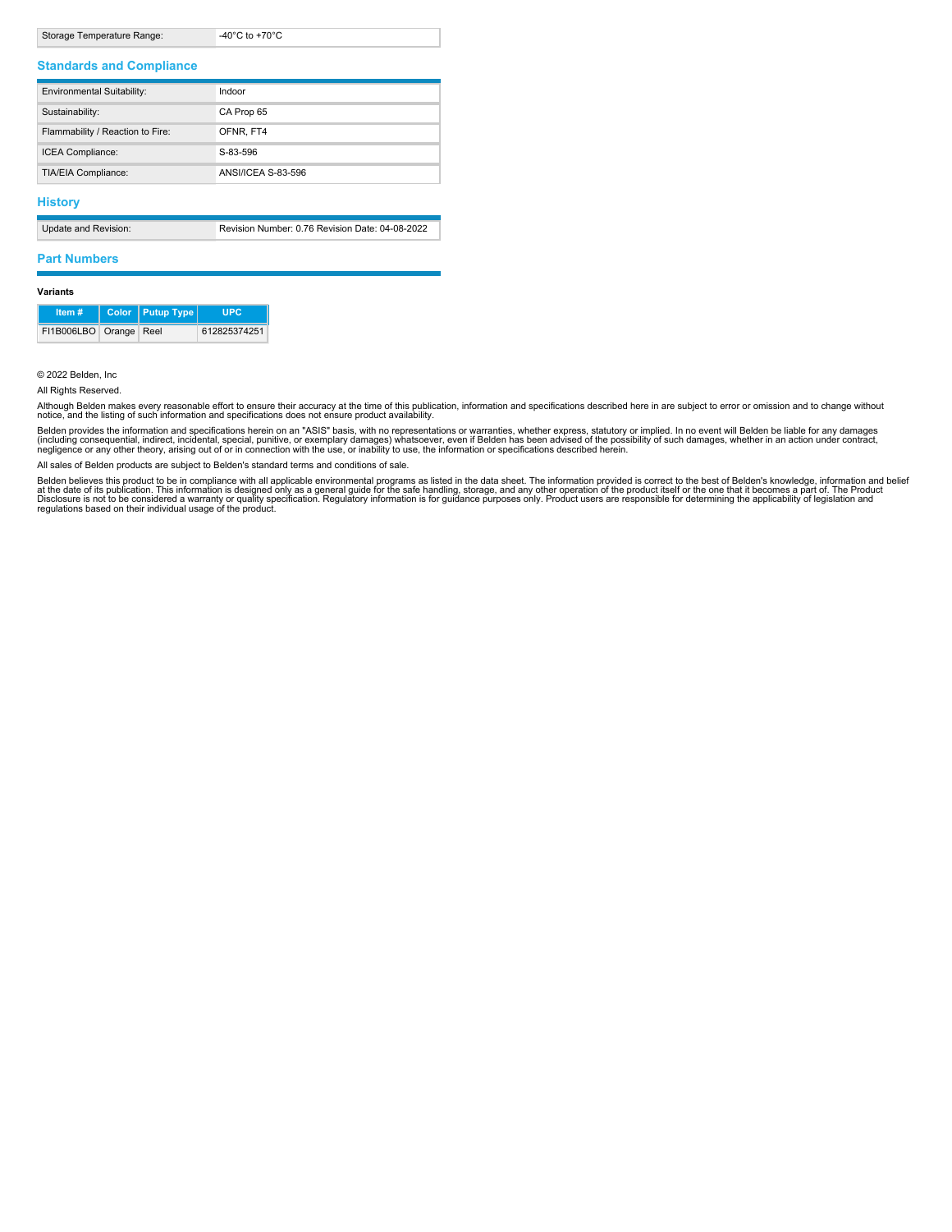| | |
|---|---|
| Storage Temperature Range: | -40°C to +70°C |

## Standards and Compliance

| | |
|---|---|
| Environmental Suitability: | Indoor |
| Sustainability: | CA Prop 65 |
| Flammability / Reaction to Fire: | OFNR, FT4 |
| ICEA Compliance: | S-83-596 |
| TIA/EIA Compliance: | ANSI/ICEA S-83-596 |

## History

| | |
|---|---|
| Update and Revision: | Revision Number: 0.76 Revision Date: 04-08-2022 |

## Part Numbers

**Variants**

| Item # | Color | Putup Type | UPC |
|---|---|---|---|
| FI1B006LBO | Orange | Reel | 612825374251 |

© 2022 Belden, Inc

All Rights Reserved.

Although Belden makes every reasonable effort to ensure their accuracy at the time of this publication, information and specifications described here in are subject to error or omission and to change without notice, and the listing of such information and specifications does not ensure product availability.

Belden provides the information and specifications herein on an "ASIS" basis, with no representations or warranties, whether express, statutory or implied. In no event will Belden be liable for any damages (including consequential, indirect, incidental, special, punitive, or exemplary damages) whatsoever, even if Belden has been advised of the possibility of such damages, whether in an action under contract, negligence or any other theory, arising out of or in connection with the use, or inability to use, the information or specifications described herein.

All sales of Belden products are subject to Belden's standard terms and conditions of sale.

Belden believes this product to be in compliance with all applicable environmental programs as listed in the data sheet. The information provided is correct to the best of Belden's knowledge, information and belief at the date of its publication. This information is designed only as a general guide for the safe handling, storage, and any other operation of the product itself or the one that it becomes a part of. The Product Disclosure is not to be considered a warranty or quality specification. Regulatory information is for guidance purposes only. Product users are responsible for determining the applicability of legislation and regulations based on their individual usage of the product.